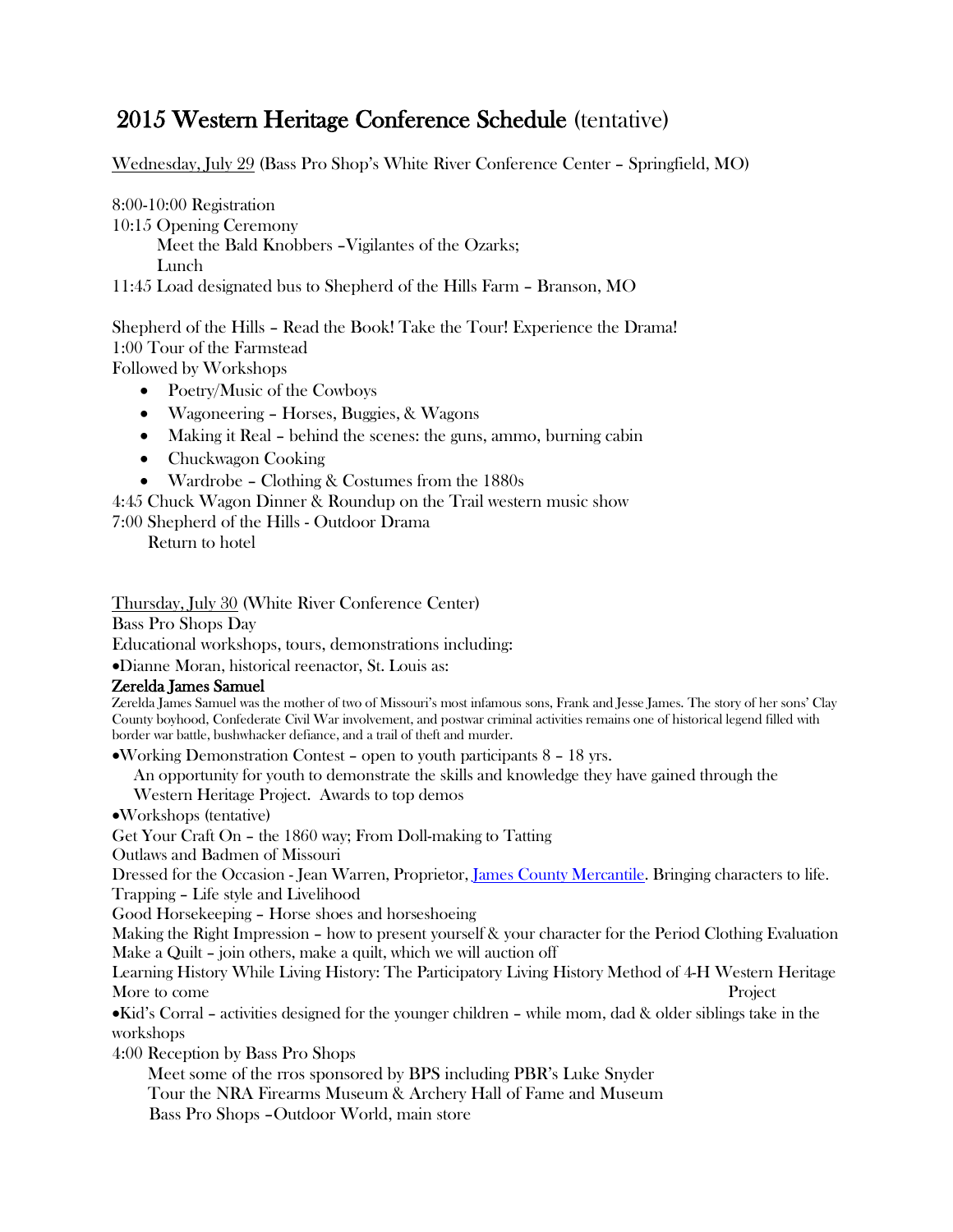# 2015 Western Heritage Conference Schedule (tentative)

Wednesday, July 29 (Bass Pro Shop's White River Conference Center – Springfield, MO)

8:00-10:00 Registration
10:15 Opening Ceremony
    Meet the Bald Knobbers –Vigilantes of the Ozarks;
    Lunch
11:45 Load designated bus to Shepherd of the Hills Farm – Branson, MO

Shepherd of the Hills – Read the Book! Take the Tour! Experience the Drama!
1:00 Tour of the Farmstead
Followed by Workshops

- Poetry/Music of the Cowboys
- Wagoneering – Horses, Buggies, & Wagons
- Making it Real – behind the scenes: the guns, ammo, burning cabin
- Chuckwagon Cooking
- Wardrobe – Clothing & Costumes from the 1880s

4:45 Chuck Wagon Dinner & Roundup on the Trail western music show
7:00 Shepherd of the Hills - Outdoor Drama
    Return to hotel

Thursday, July 30 (White River Conference Center)
Bass Pro Shops Day
Educational workshops, tours, demonstrations including:
•Dianne Moran, historical reenactor, St. Louis as:

**Zerelda James Samuel**

Zerelda James Samuel was the mother of two of Missouri's most infamous sons, Frank and Jesse James. The story of her sons' Clay County boyhood, Confederate Civil War involvement, and postwar criminal activities remains one of historical legend filled with border war battle, bushwhacker defiance, and a trail of theft and murder.

•Working Demonstration Contest – open to youth participants 8 – 18 yrs.
    An opportunity for youth to demonstrate the skills and knowledge they have gained through the Western Heritage Project. Awards to top demos
•Workshops (tentative)
Get Your Craft On – the 1860 way; From Doll-making to Tatting
Outlaws and Badmen of Missouri
Dressed for the Occasion - Jean Warren, Proprietor, James County Mercantile. Bringing characters to life.
Trapping – Life style and Livelihood
Good Horsekeeping – Horse shoes and horseshoeing
Making the Right Impression – how to present yourself & your character for the Period Clothing Evaluation
Make a Quilt – join others, make a quilt, which we will auction off
Learning History While Living History: The Participatory Living History Method of 4-H Western Heritage Project
More to come
•Kid's Corral – activities designed for the younger children – while mom, dad & older siblings take in the workshops
4:00 Reception by Bass Pro Shops
    Meet some of the rros sponsored by BPS including PBR's Luke Snyder
    Tour the NRA Firearms Museum & Archery Hall of Fame and Museum
    Bass Pro Shops –Outdoor World, main store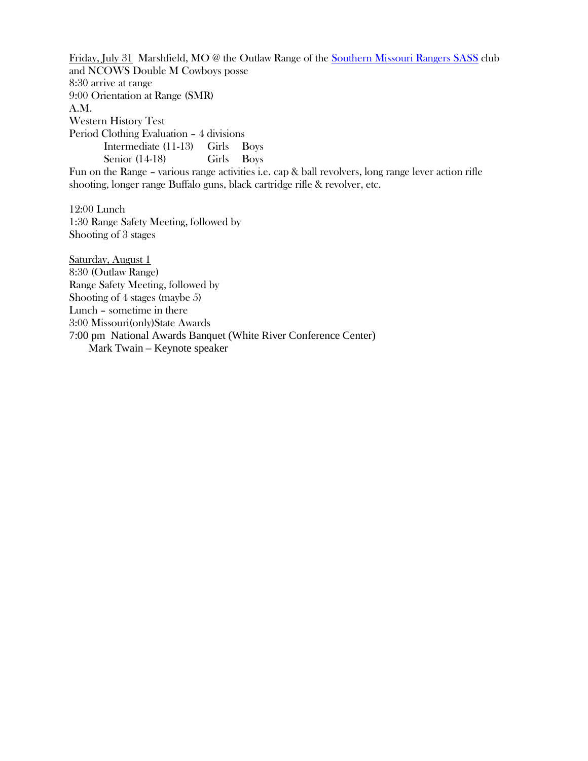Friday, July 31  Marshfield, MO @ the Outlaw Range of the Southern Missouri Rangers SASS club and NCOWS Double M Cowboys posse

8:30 arrive at range

9:00 Orientation at Range (SMR)

A.M.

Western History Test

Period Clothing Evaluation – 4 divisions

| | | |
|---|---|---|
| Intermediate (11-13) | Girls | Boys |
| Senior (14-18) | Girls | Boys |

Fun on the Range – various range activities i.e. cap & ball revolvers, long range lever action rifle shooting, longer range Buffalo guns, black cartridge rifle & revolver, etc.

12:00 Lunch

1:30 Range Safety Meeting, followed by

Shooting of 3 stages

Saturday, August 1

8:30 (Outlaw Range)

Range Safety Meeting, followed by

Shooting of 4 stages (maybe 5)

Lunch – sometime in there

3:00 Missouri(only)State Awards

7:00 pm  National Awards Banquet (White River Conference Center)

Mark Twain – Keynote speaker